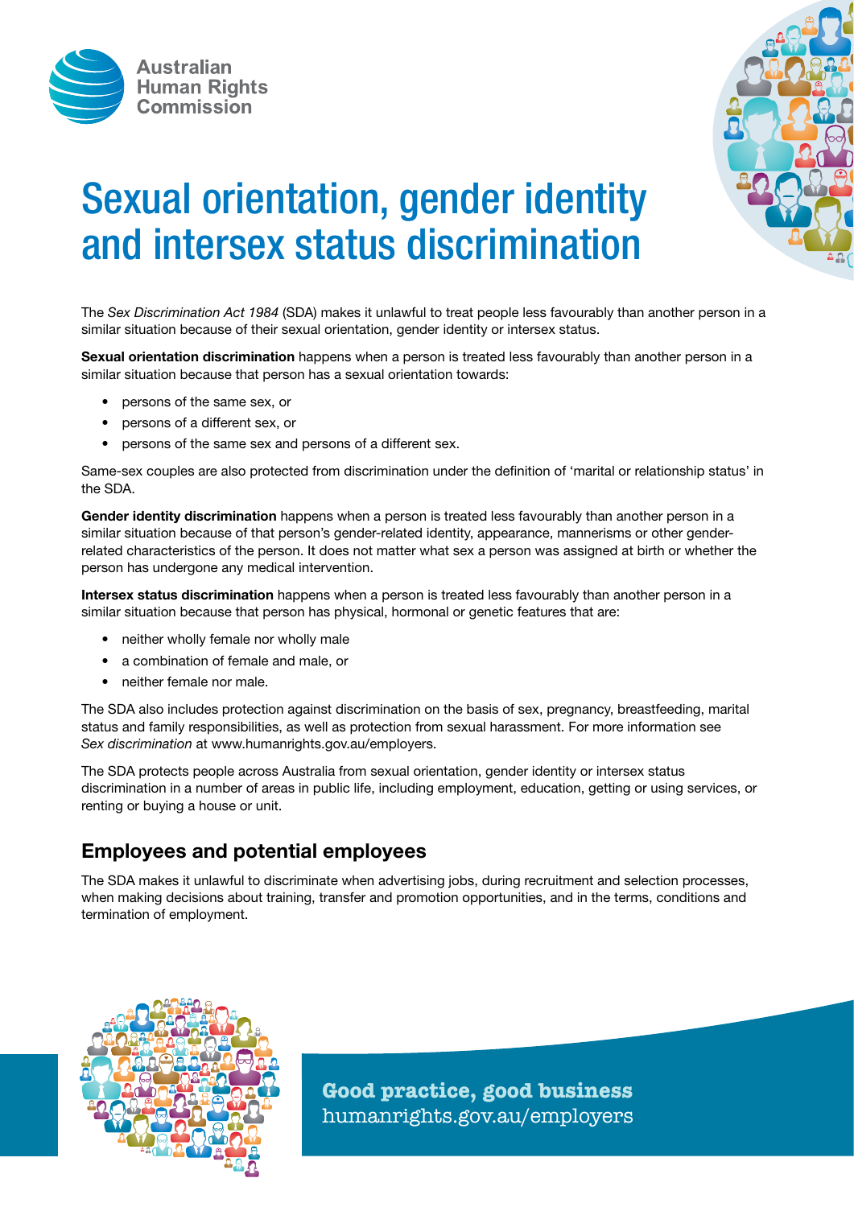Australian Human Rights Commission

# Sexual orientation, gender identity and intersex status discrimination

The *Sex Discrimination Act 1984* (SDA) makes it unlawful to treat people less favourably than another person in a similar situation because of their sexual orientation, gender identity or intersex status.

**Sexual orientation discrimination** happens when a person is treated less favourably than another person in a similar situation because that person has a sexual orientation towards:

- persons of the same sex, or
- persons of a different sex, or
- persons of the same sex and persons of a different sex.

Same-sex couples are also protected from discrimination under the definition of 'marital or relationship status' in the SDA.

**Gender identity discrimination** happens when a person is treated less favourably than another person in a similar situation because of that person's gender-related identity, appearance, mannerisms or other gender-related characteristics of the person. It does not matter what sex a person was assigned at birth or whether the person has undergone any medical intervention.

**Intersex status discrimination** happens when a person is treated less favourably than another person in a similar situation because that person has physical, hormonal or genetic features that are:

- neither wholly female nor wholly male
- a combination of female and male, or
- neither female nor male.

The SDA also includes protection against discrimination on the basis of sex, pregnancy, breastfeeding, marital status and family responsibilities, as well as protection from sexual harassment. For more information see *Sex discrimination* at www.humanrights.gov.au/employers.

The SDA protects people across Australia from sexual orientation, gender identity or intersex status discrimination in a number of areas in public life, including employment, education, getting or using services, or renting or buying a house or unit.

## Employees and potential employees

The SDA makes it unlawful to discriminate when advertising jobs, during recruitment and selection processes, when making decisions about training, transfer and promotion opportunities, and in the terms, conditions and termination of employment.

**Good practice, good business**
humanrights.gov.au/employers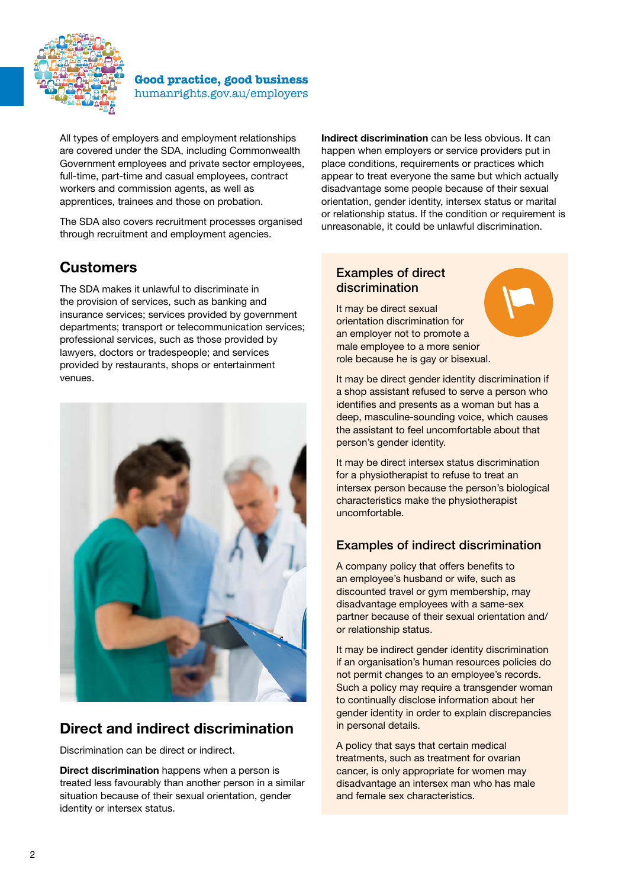All types of employers and employment relationships are covered under the SDA, including Commonwealth Government employees and private sector employees, full-time, part-time and casual employees, contract workers and commission agents, as well as apprentices, trainees and those on probation.

The SDA also covers recruitment processes organised through recruitment and employment agencies.

## Customers

The SDA makes it unlawful to discriminate in the provision of services, such as banking and insurance services; services provided by government departments; transport or telecommunication services; professional services, such as those provided by lawyers, doctors or tradespeople; and services provided by restaurants, shops or entertainment venues.

## Direct and indirect discrimination

Discrimination can be direct or indirect.

**Direct discrimination** happens when a person is treated less favourably than another person in a similar situation because of their sexual orientation, gender identity or intersex status.

**Indirect discrimination** can be less obvious. It can happen when employers or service providers put in place conditions, requirements or practices which appear to treat everyone the same but which actually disadvantage some people because of their sexual orientation, gender identity, intersex status or marital or relationship status. If the condition or requirement is unreasonable, it could be unlawful discrimination.

### Examples of direct discrimination

It may be direct sexual orientation discrimination for an employer not to promote a male employee to a more senior role because he is gay or bisexual.

It may be direct gender identity discrimination if a shop assistant refused to serve a person who identifies and presents as a woman but has a deep, masculine-sounding voice, which causes the assistant to feel uncomfortable about that person's gender identity.

It may be direct intersex status discrimination for a physiotherapist to refuse to treat an intersex person because the person's biological characteristics make the physiotherapist uncomfortable.

### Examples of indirect discrimination

A company policy that offers benefits to an employee's husband or wife, such as discounted travel or gym membership, may disadvantage employees with a same-sex partner because of their sexual orientation and/or relationship status.

It may be indirect gender identity discrimination if an organisation's human resources policies do not permit changes to an employee's records. Such a policy may require a transgender woman to continually disclose information about her gender identity in order to explain discrepancies in personal details.

A policy that says that certain medical treatments, such as treatment for ovarian cancer, is only appropriate for women may disadvantage an intersex man who has male and female sex characteristics.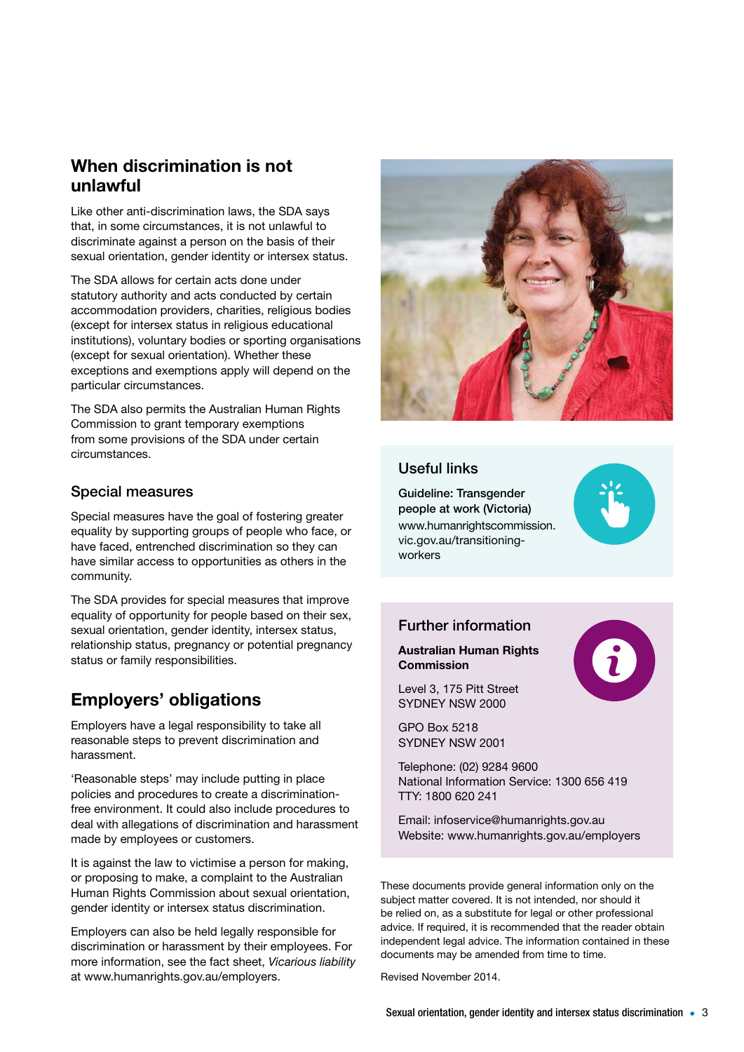## When discrimination is not unlawful

Like other anti-discrimination laws, the SDA says that, in some circumstances, it is not unlawful to discriminate against a person on the basis of their sexual orientation, gender identity or intersex status.

The SDA allows for certain acts done under statutory authority and acts conducted by certain accommodation providers, charities, religious bodies (except for intersex status in religious educational institutions), voluntary bodies or sporting organisations (except for sexual orientation). Whether these exceptions and exemptions apply will depend on the particular circumstances.

The SDA also permits the Australian Human Rights Commission to grant temporary exemptions from some provisions of the SDA under certain circumstances.

### Special measures

Special measures have the goal of fostering greater equality by supporting groups of people who face, or have faced, entrenched discrimination so they can have similar access to opportunities as others in the community.

The SDA provides for special measures that improve equality of opportunity for people based on their sex, sexual orientation, gender identity, intersex status, relationship status, pregnancy or potential pregnancy status or family responsibilities.

## Employers' obligations

Employers have a legal responsibility to take all reasonable steps to prevent discrimination and harassment.

'Reasonable steps' may include putting in place policies and procedures to create a discrimination-free environment. It could also include procedures to deal with allegations of discrimination and harassment made by employees or customers.

It is against the law to victimise a person for making, or proposing to make, a complaint to the Australian Human Rights Commission about sexual orientation, gender identity or intersex status discrimination.

Employers can also be held legally responsible for discrimination or harassment by their employees. For more information, see the fact sheet, *Vicarious liability* at www.humanrights.gov.au/employers.

### Useful links

**Guideline: Transgender people at work (Victoria)**
www.humanrightscommission.vic.gov.au/transitioning-workers

### Further information

**Australian Human Rights Commission**

Level 3, 175 Pitt Street
SYDNEY NSW 2000

GPO Box 5218
SYDNEY NSW 2001

Telephone: (02) 9284 9600
National Information Service: 1300 656 419
TTY: 1800 620 241

Email: infoservice@humanrights.gov.au
Website: www.humanrights.gov.au/employers

These documents provide general information only on the subject matter covered. It is not intended, nor should it be relied on, as a substitute for legal or other professional advice. If required, it is recommended that the reader obtain independent legal advice. The information contained in these documents may be amended from time to time.

Revised November 2014.